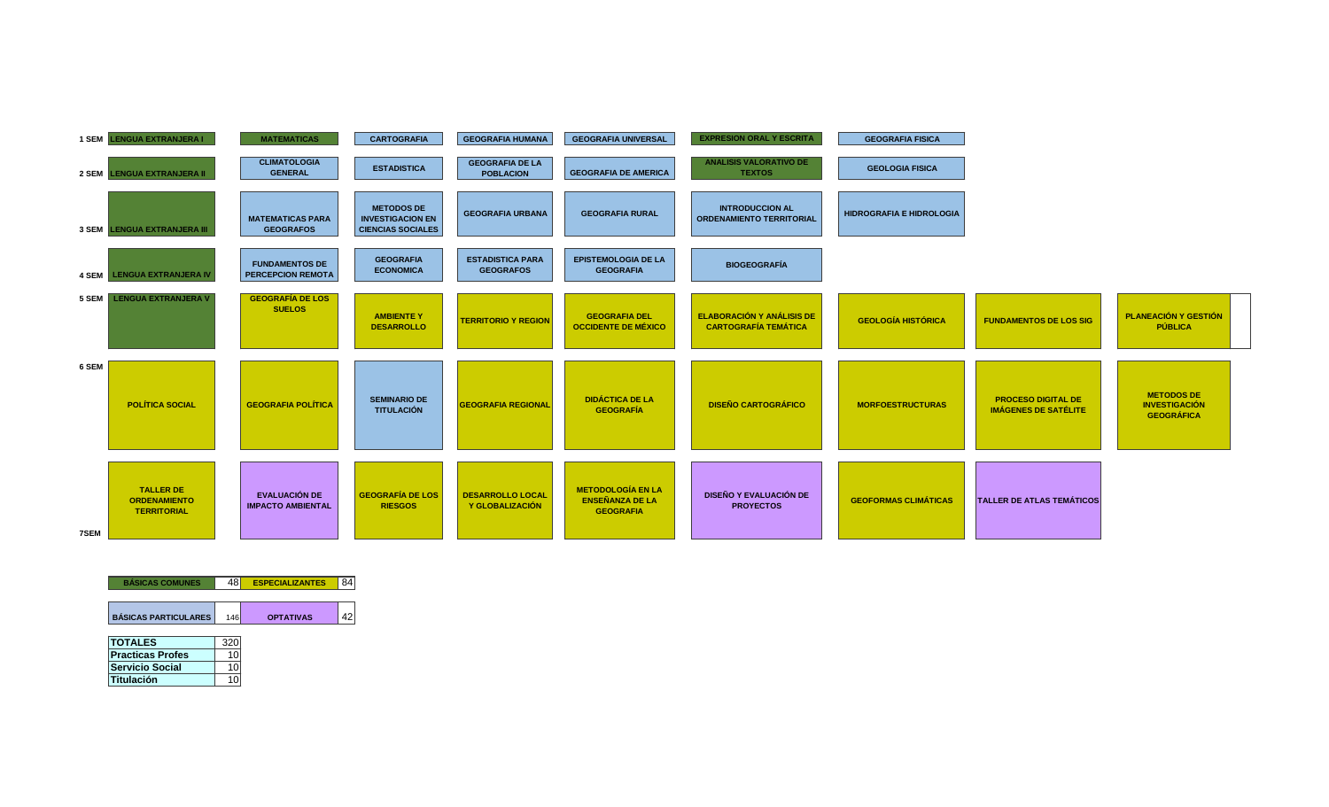| Semestre | | | | | | | | | |
|---|---|---|---|---|---|---|---|---|---|
| 1 SEM | LENGUA EXTRANJERA I | MATEMATICAS | CARTOGRAFIA | GEOGRAFIA HUMANA | GEOGRAFIA UNIVERSAL | EXPRESION ORAL Y ESCRITA | GEOGRAFIA FISICA | | |
| 2 SEM | LENGUA EXTRANJERA II | CLIMATOLOGIA GENERAL | ESTADISTICA | GEOGRAFIA DE LA POBLACION | GEOGRAFIA DE AMERICA | ANALISIS VALORATIVO DE TEXTOS | GEOLOGIA FISICA | | |
| 3 SEM | LENGUA EXTRANJERA III | MATEMATICAS PARA GEOGRAFOS | METODOS DE INVESTIGACION EN CIENCIAS SOCIALES | GEOGRAFIA URBANA | GEOGRAFIA RURAL | INTRODUCCION AL ORDENAMIENTO TERRITORIAL | HIDROGRAFIA E HIDROLOGIA | | |
| 4 SEM | LENGUA EXTRANJERA IV | FUNDAMENTOS DE PERCEPCION REMOTA | GEOGRAFIA ECONOMICA | ESTADISTICA PARA GEOGRAFOS | EPISTEMOLOGIA DE LA GEOGRAFIA | BIOGEOGRAFÍA | | | |
| 5 SEM | LENGUA EXTRANJERA V | GEOGRAFÍA DE LOS SUELOS | AMBIENTE Y DESARROLLO | TERRITORIO Y REGION | GEOGRAFIA DEL OCCIDENTE DE MÉXICO | ELABORACIÓN Y ANÁLISIS DE CARTOGRAFÍA TEMÁTICA | GEOLOGÍA HISTÓRICA | FUNDAMENTOS DE LOS SIG | PLANEACIÓN Y GESTIÓN PÚBLICA |
| 6 SEM | POLÍTICA SOCIAL | GEOGRAFIA POLÍTICA | SEMINARIO DE TITULACIÓN | GEOGRAFIA REGIONAL | DIDÁCTICA DE LA GEOGRAFÍA | DISEÑO CARTOGRÁFICO | MORFOESTRUCTURAS | PROCESO DIGITAL DE IMÁGENES DE SATÉLITE | METODOS DE INVESTIGACIÓN GEOGRÁFICA |
| 7SEM | TALLER DE ORDENAMIENTO TERRITORIAL | EVALUACIÓN DE IMPACTO AMBIENTAL | GEOGRAFÍA DE LOS RIESGOS | DESARROLLO LOCAL Y GLOBALIZACIÓN | METODOLOGÍA EN LA ENSEÑANZA DE LA GEOGRAFIA | DISEÑO Y EVALUACIÓN DE PROYECTOS | GEOFORMAS CLIMÁTICAS | TALLER DE ATLAS TEMÁTICOS | |

| Área | Créditos | Área | Créditos |
|---|---|---|---|
| BÁSICAS COMUNES | 48 | ESPECIALIZANTES | 84 |
| BÁSICAS PARTICULARES | 146 | OPTATIVAS | 42 |

| TOTALES | 320 |
|---|---|
| Practicas Profes | 10 |
| Servicio Social | 10 |
| Titulación | 10 |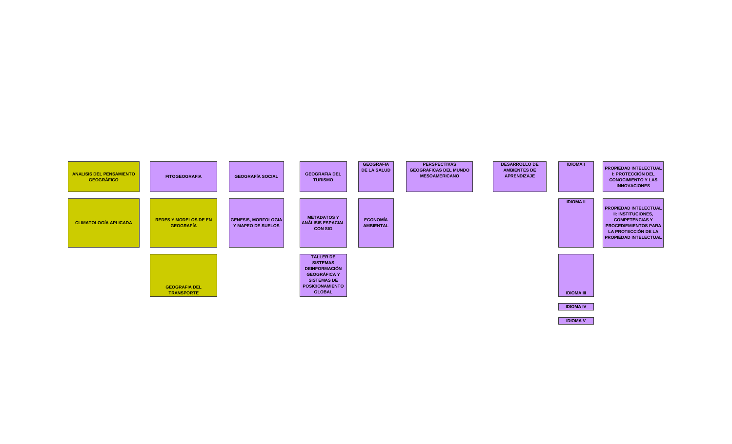| | | | | | | | | |
|---|---|---|---|---|---|---|---|---|
| ANALISIS DEL PENSAMIENTO GEOGRÁFICO | FITOGEOGRAFIA | GEOGRAFÍA SOCIAL | GEOGRAFIA DEL TURISMO | GEOGRAFIA DE LA SALUD | PERSPECTIVAS GEOGRÁFICAS DEL MUNDO MESOAMERICANO | DESARROLLO DE AMBIENTES DE APRENDIZAJE | IDIOMA I | PROPIEDAD INTELECTUAL I: PROTECCIÓN DEL CONOCIMIENTO Y LAS INNOVACIONES |
| CLIMATOLOGÍA APLICADA | REDES Y MODELOS DE EN GEOGRAFÍA | GENESIS, MORFOLOGIA Y MAPEO DE SUELOS | METADATOS Y ANÁLISIS ESPACIAL CON SIG | ECONOMÍA AMBIENTAL | | | IDIOMA II | PROPIEDAD INTELECTUAL II: INSTITUCIONES, COMPETENCIAS Y PROCEDIEMIENTOS PARA LA PROTECCIÓN DE LA PROPIEDAD INTELECTUAL |
| | GEOGRAFIA DEL TRANSPORTE | | TALLER DE SISTEMAS DEINFORMACIÓN GEOGRÁFICA Y SISTEMAS DE POSICIONAMIENTO GLOBAL | | | | IDIOMA III | |
| | | | | | | | IDIOMA IV | |
| | | | | | | | IDIOMA V | |